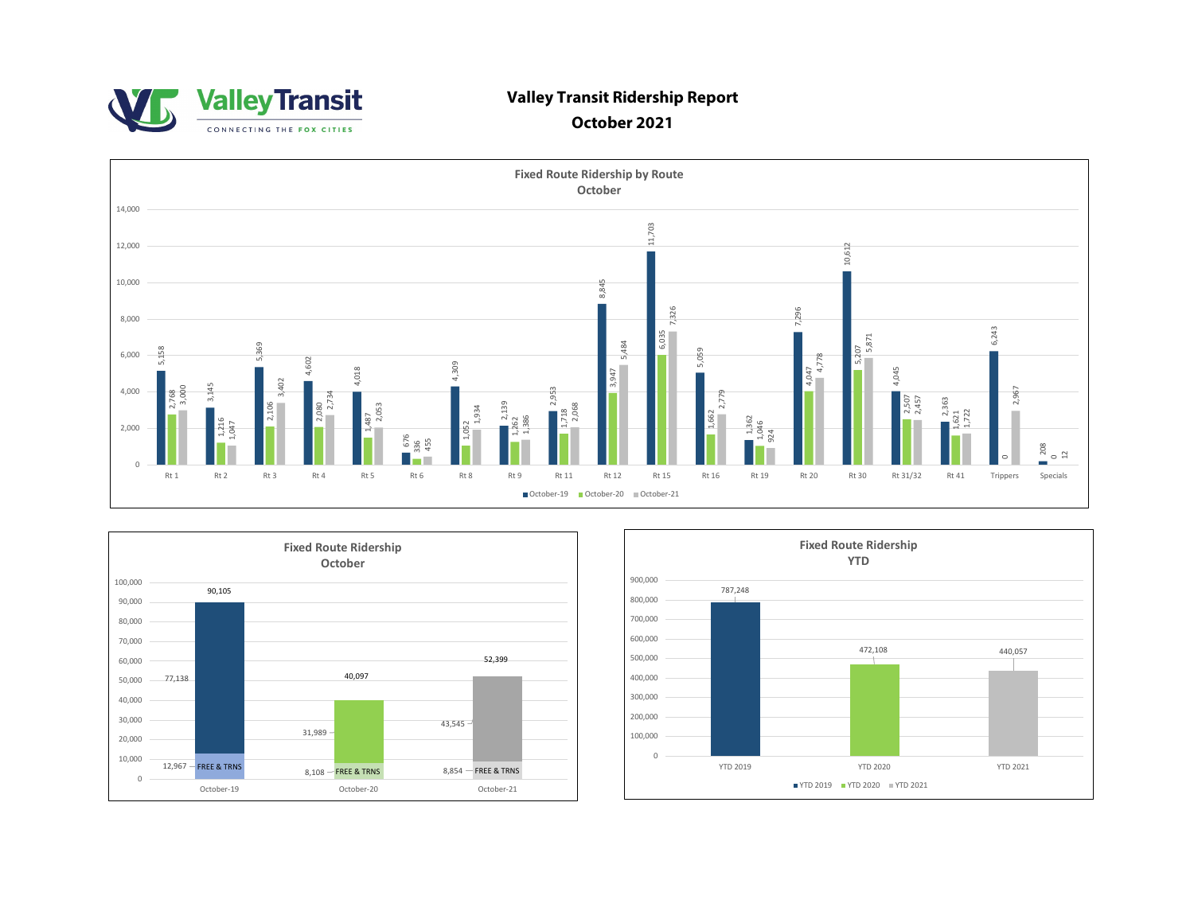Valley Transit
CONNECTING THE FOX CITIES

# Valley Transit Ridership Report

## October 2021

### Fixed Route Ridership by Route — October

| Route | October-19 | October-20 | October-21 |
|---|---|---|---|
| Rt 1 | 5,158 | 2,768 | 3,000 |
| Rt 2 | 3,145 | 1,216 | 1,047 |
| Rt 3 | 5,369 | 2,106 | 3,402 |
| Rt 4 | 4,602 | 2,080 | 2,734 |
| Rt 5 | 4,018 | 1,487 | 2,053 |
| Rt 6 | 676 | 336 | 455 |
| Rt 8 | 4,309 | 1,052 | 1,934 |
| Rt 9 | 2,139 | 1,262 | 1,386 |
| Rt 11 | 2,953 | 1,718 | 2,068 |
| Rt 12 | 8,845 | 3,947 | 5,484 |
| Rt 15 | 11,703 | 6,035 | 7,326 |
| Rt 16 | 5,059 | 1,662 | 2,779 |
| Rt 19 | 1,362 | 1,046 | 924 |
| Rt 20 | 7,296 | 4,047 | 4,778 |
| Rt 30 | 10,612 | 5,207 | 5,871 |
| Rt 31/32 | 4,045 | 2,507 | 2,457 |
| Rt 41 | 2,363 | 1,621 | 1,722 |
| Trippers | 6,243 | 0 | 2,967 |
| Specials | 208 | 0 | 12 |

### Fixed Route Ridership — October

| | October-19 | October-20 | October-21 |
|---|---|---|---|
| Fare-paying | 77,138 | 31,989 | 43,545 |
| FREE & TRNS | 12,967 | 8,108 | 8,854 |
| Total | 90,105 | 40,097 | 52,399 |

### Fixed Route Ridership — YTD

| YTD 2019 | YTD 2020 | YTD 2021 |
|---|---|---|
| 787,248 | 472,108 | 440,057 |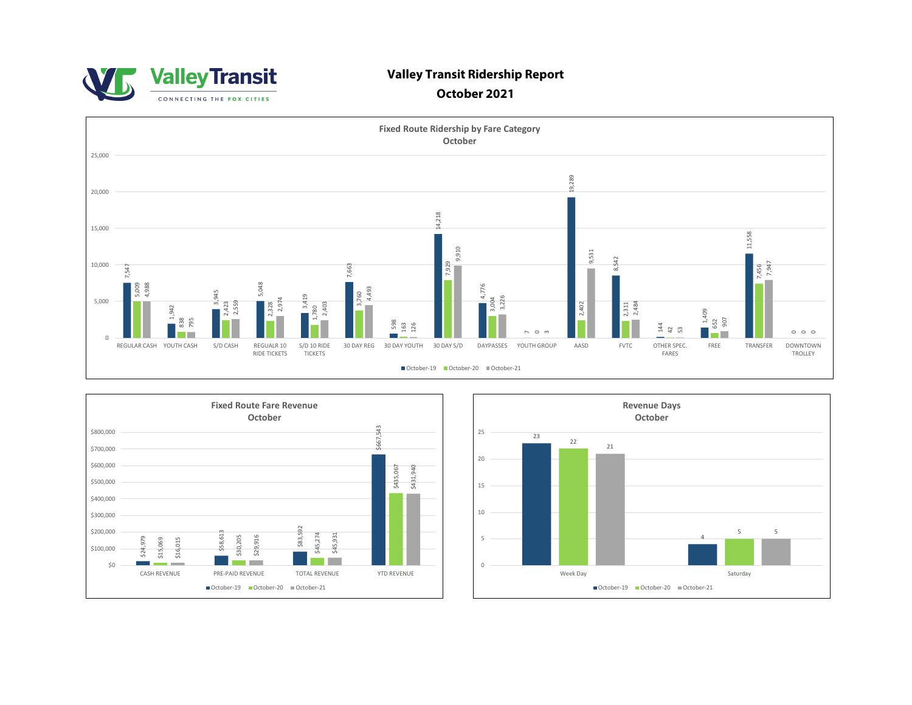# Valley Transit

CONNECTING THE FOX CITIES

## Valley Transit Ridership Report
## October 2021

### Fixed Route Ridership by Fare Category — October

| Fare Category | October-19 | October-20 | October-21 |
|---|---|---|---|
| REGULAR CASH | 7,547 | 5,009 | 4,988 |
| YOUTH CASH | 1,942 | 838 | 795 |
| S/D CASH | 3,945 | 2,423 | 2,559 |
| REGUALR 10 RIDE TICKETS | 5,048 | 2,328 | 2,974 |
| S/D 10 RIDE TICKETS | 3,419 | 1,780 | 2,403 |
| 30 DAY REG | 7,663 | 3,760 | 4,493 |
| 30 DAY YOUTH | 598 | 163 | 126 |
| 30 DAY S/D | 14,218 | 7,929 | 9,910 |
| DAYPASSES | 4,776 | 3,004 | 3,226 |
| YOUTH GROUP | 7 | 0 | 3 |
| AASD | 19,289 | 2,402 | 9,531 |
| FVTC | 8,542 | 2,311 | 2,484 |
| OTHER SPEC. FARES | 144 | 42 | 53 |
| FREE | 1,409 | 652 | 907 |
| TRANSFER | 11,558 | 7,456 | 7,947 |
| DOWNTOWN TROLLEY | 0 | 0 | 0 |

### Fixed Route Fare Revenue — October

| Revenue | October-19 | October-20 | October-21 |
|---|---|---|---|
| CASH REVENUE | $24,979 | $15,069 | $16,015 |
| PRE-PAID REVENUE | $58,613 | $30,205 | $29,916 |
| TOTAL REVENUE | $83,592 | $45,274 | $45,931 |
| YTD REVENUE | $667,543 | $435,067 | $431,940 |

### Revenue Days — October

| Day Type | October-19 | October-20 | October-21 |
|---|---|---|---|
| Week Day | 23 | 22 | 21 |
| Saturday | 4 | 5 | 5 |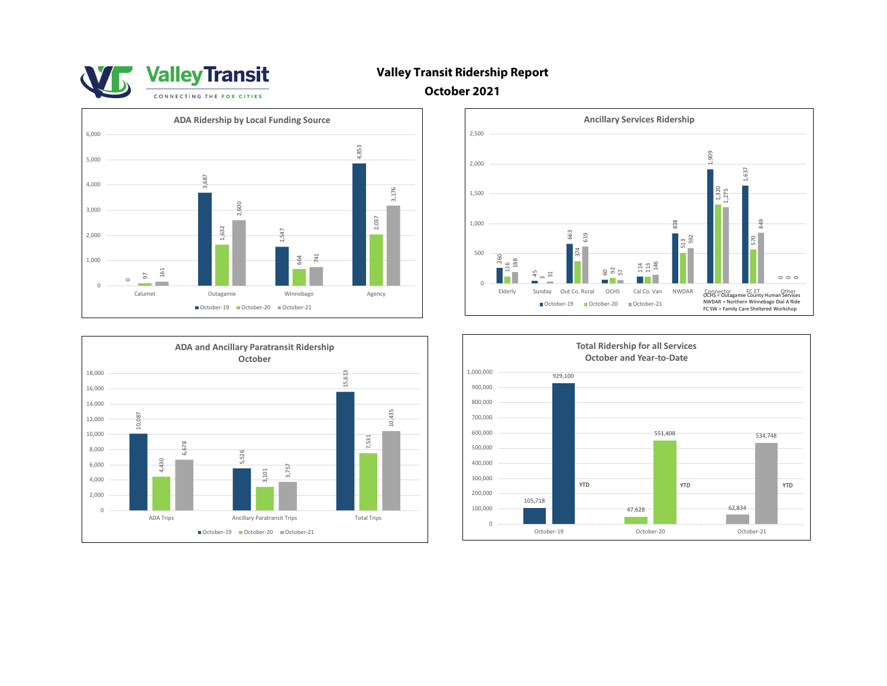# Valley Transit Ridership Report

## October 2021

Valley Transit
CONNECTING THE FOX CITIES

### ADA Ridership by Local Funding Source

6,000
5,000
4,000
3,000
2,000
1,000
0

Calumet: 0, 97, 161
Outagamie: 3,687, 1,632, 2,600
Winnebago: 1,547, 664, 741
Agency: 4,853, 2,037, 3,176

October-19 October-20 October-21

### Ancillary Services Ridership

2,500
2,000
1,500
1,000
500
0

Elderly: 260, 116, 188
Sunday: 45, 3, 31
Out Co. Rural: 663, 374, 619
OCHS: 60, 92, 57
Cal Co. Van: 114, 113, 146
NWDAR: 838, 513, 592
Connector: 1,909, 1,320, 1,275
FC ET: 1,637, 570, 849
Other: 0, 0, 0

October-19 October-20 October-21

OCHS = Outagamie County Human Services
NWDAR = Northern Winnebago Dial A Ride
FC SW = Family Care Sheltered Workshop

### ADA and Ancillary Paratransit Ridership October

18,000
16,000
14,000
12,000
10,000
8,000
6,000
4,000
2,000
0

ADA Trips: 10,087, 4,430, 6,678
Ancillary Paratransit Trips: 5,526, 3,101, 3,757
Total Trips: 15,613, 7,531, 10,435

October-19 October-20 October-21

### Total Ridership for all Services October and Year-to-Date

1,000,000
900,000
800,000
700,000
600,000
500,000
400,000
300,000
200,000
100,000
0

October-19: 105,718, 929,100 YTD
October-20: 47,628, 551,408 YTD
October-21: 62,834, 534,748 YTD